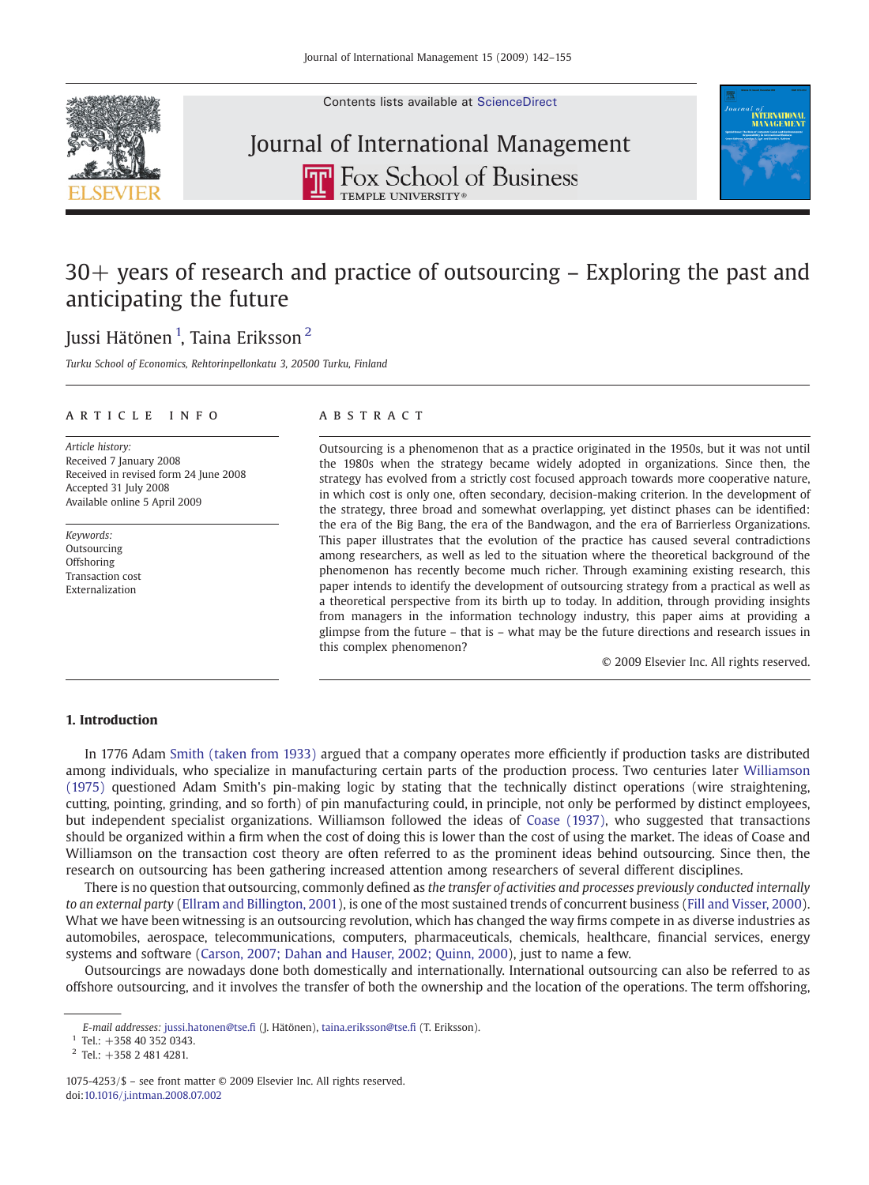# 30+ years of research and practice of outsourcing – Exploring the past and anticipating the future

Jussi Hätönen [1], Taina Eriksson [2]

*Turku School of Economics, Rehtorinpellonkatu 3, 20500 Turku, Finland*

## ARTICLE INFO

*Article history:*
Received 7 January 2008
Received in revised form 24 June 2008
Accepted 31 July 2008
Available online 5 April 2009

*Keywords:*
Outsourcing
Offshoring
Transaction cost
Externalization

## ABSTRACT

Outsourcing is a phenomenon that as a practice originated in the 1950s, but it was not until the 1980s when the strategy became widely adopted in organizations. Since then, the strategy has evolved from a strictly cost focused approach towards more cooperative nature, in which cost is only one, often secondary, decision-making criterion. In the development of the strategy, three broad and somewhat overlapping, yet distinct phases can be identified: the era of the Big Bang, the era of the Bandwagon, and the era of Barrierless Organizations. This paper illustrates that the evolution of the practice has caused several contradictions among researchers, as well as led to the situation where the theoretical background of the phenomenon has recently become much richer. Through examining existing research, this paper intends to identify the development of outsourcing strategy from a practical as well as a theoretical perspective from its birth up to today. In addition, through providing insights from managers in the information technology industry, this paper aims at providing a glimpse from the future – that is – what may be the future directions and research issues in this complex phenomenon?

© 2009 Elsevier Inc. All rights reserved.

## 1. Introduction

In 1776 Adam Smith (taken from 1933) argued that a company operates more efficiently if production tasks are distributed among individuals, who specialize in manufacturing certain parts of the production process. Two centuries later Williamson (1975) questioned Adam Smith's pin-making logic by stating that the technically distinct operations (wire straightening, cutting, pointing, grinding, and so forth) of pin manufacturing could, in principle, not only be performed by distinct employees, but independent specialist organizations. Williamson followed the ideas of Coase (1937), who suggested that transactions should be organized within a firm when the cost of doing this is lower than the cost of using the market. The ideas of Coase and Williamson on the transaction cost theory are often referred to as the prominent ideas behind outsourcing. Since then, the research on outsourcing has been gathering increased attention among researchers of several different disciplines.

There is no question that outsourcing, commonly defined as *the transfer of activities and processes previously conducted internally to an external party* (Ellram and Billington, 2001), is one of the most sustained trends of concurrent business (Fill and Visser, 2000). What we have been witnessing is an outsourcing revolution, which has changed the way firms compete in as diverse industries as automobiles, aerospace, telecommunications, computers, pharmaceuticals, chemicals, healthcare, financial services, energy systems and software (Carson, 2007; Dahan and Hauser, 2002; Quinn, 2000), just to name a few.

Outsourcings are nowadays done both domestically and internationally. International outsourcing can also be referred to as offshore outsourcing, and it involves the transfer of both the ownership and the location of the operations. The term offshoring,

---

*E-mail addresses:* jussi.hatonen@tse.fi (J. Hätönen), taina.eriksson@tse.fi (T. Eriksson).

[1] Tel.: +358 40 352 0343.

[2] Tel.: +358 2 481 4281.

1075-4253/$ – see front matter © 2009 Elsevier Inc. All rights reserved.
doi:10.1016/j.intman.2008.07.002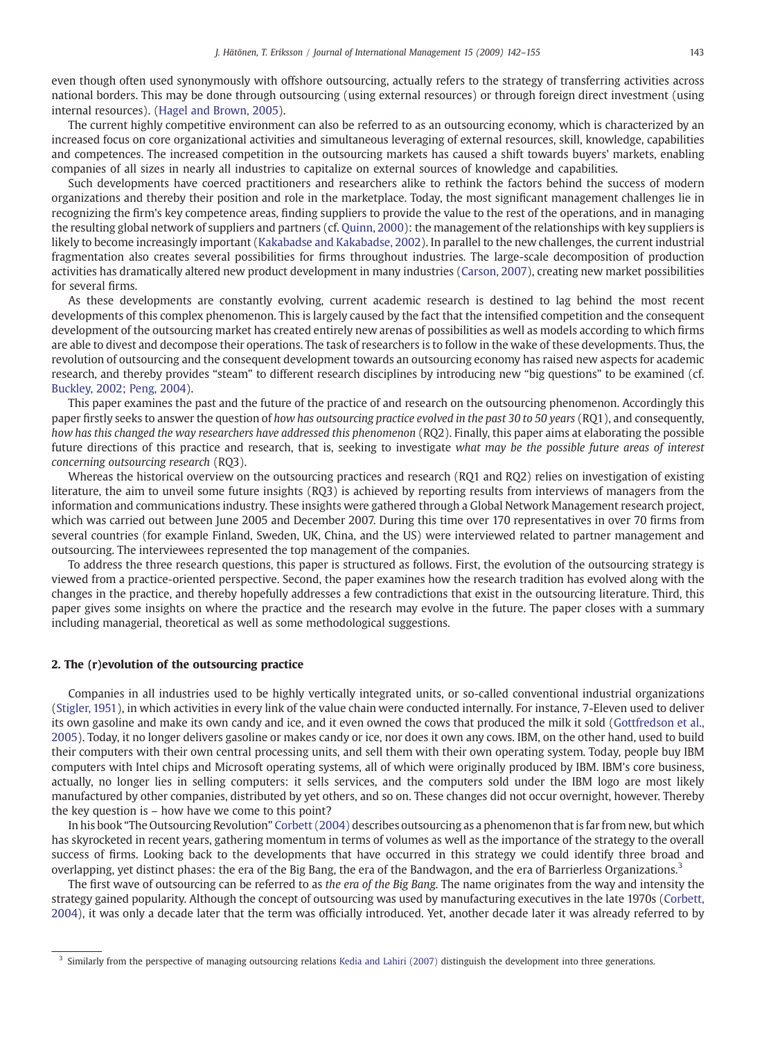even though often used synonymously with offshore outsourcing, actually refers to the strategy of transferring activities across national borders. This may be done through outsourcing (using external resources) or through foreign direct investment (using internal resources). (Hagel and Brown, 2005).

The current highly competitive environment can also be referred to as an outsourcing economy, which is characterized by an increased focus on core organizational activities and simultaneous leveraging of external resources, skill, knowledge, capabilities and competences. The increased competition in the outsourcing markets has caused a shift towards buyers' markets, enabling companies of all sizes in nearly all industries to capitalize on external sources of knowledge and capabilities.

Such developments have coerced practitioners and researchers alike to rethink the factors behind the success of modern organizations and thereby their position and role in the marketplace. Today, the most significant management challenges lie in recognizing the firm's key competence areas, finding suppliers to provide the value to the rest of the operations, and in managing the resulting global network of suppliers and partners (cf. Quinn, 2000): the management of the relationships with key suppliers is likely to become increasingly important (Kakabadse and Kakabadse, 2002). In parallel to the new challenges, the current industrial fragmentation also creates several possibilities for firms throughout industries. The large-scale decomposition of production activities has dramatically altered new product development in many industries (Carson, 2007), creating new market possibilities for several firms.

As these developments are constantly evolving, current academic research is destined to lag behind the most recent developments of this complex phenomenon. This is largely caused by the fact that the intensified competition and the consequent development of the outsourcing market has created entirely new arenas of possibilities as well as models according to which firms are able to divest and decompose their operations. The task of researchers is to follow in the wake of these developments. Thus, the revolution of outsourcing and the consequent development towards an outsourcing economy has raised new aspects for academic research, and thereby provides "steam" to different research disciplines by introducing new "big questions" to be examined (cf. Buckley, 2002; Peng, 2004).

This paper examines the past and the future of the practice of and research on the outsourcing phenomenon. Accordingly this paper firstly seeks to answer the question of *how has outsourcing practice evolved in the past 30 to 50 years* (RQ1), and consequently, *how has this changed the way researchers have addressed this phenomenon* (RQ2). Finally, this paper aims at elaborating the possible future directions of this practice and research, that is, seeking to investigate *what may be the possible future areas of interest concerning outsourcing research* (RQ3).

Whereas the historical overview on the outsourcing practices and research (RQ1 and RQ2) relies on investigation of existing literature, the aim to unveil some future insights (RQ3) is achieved by reporting results from interviews of managers from the information and communications industry. These insights were gathered through a Global Network Management research project, which was carried out between June 2005 and December 2007. During this time over 170 representatives in over 70 firms from several countries (for example Finland, Sweden, UK, China, and the US) were interviewed related to partner management and outsourcing. The interviewees represented the top management of the companies.

To address the three research questions, this paper is structured as follows. First, the evolution of the outsourcing strategy is viewed from a practice-oriented perspective. Second, the paper examines how the research tradition has evolved along with the changes in the practice, and thereby hopefully addresses a few contradictions that exist in the outsourcing literature. Third, this paper gives some insights on where the practice and the research may evolve in the future. The paper closes with a summary including managerial, theoretical as well as some methodological suggestions.

## 2. The (r)evolution of the outsourcing practice

Companies in all industries used to be highly vertically integrated units, or so-called conventional industrial organizations (Stigler, 1951), in which activities in every link of the value chain were conducted internally. For instance, 7-Eleven used to deliver its own gasoline and make its own candy and ice, and it even owned the cows that produced the milk it sold (Gottfredson et al., 2005). Today, it no longer delivers gasoline or makes candy or ice, nor does it own any cows. IBM, on the other hand, used to build their computers with their own central processing units, and sell them with their own operating system. Today, people buy IBM computers with Intel chips and Microsoft operating systems, all of which were originally produced by IBM. IBM's core business, actually, no longer lies in selling computers: it sells services, and the computers sold under the IBM logo are most likely manufactured by other companies, distributed by yet others, and so on. These changes did not occur overnight, however. Thereby the key question is – how have we come to this point?

In his book "The Outsourcing Revolution" Corbett (2004) describes outsourcing as a phenomenon that is far from new, but which has skyrocketed in recent years, gathering momentum in terms of volumes as well as the importance of the strategy to the overall success of firms. Looking back to the developments that have occurred in this strategy we could identify three broad and overlapping, yet distinct phases: the era of the Big Bang, the era of the Bandwagon, and the era of Barrierless Organizations.[3]

The first wave of outsourcing can be referred to as *the era of the Big Bang*. The name originates from the way and intensity the strategy gained popularity. Although the concept of outsourcing was used by manufacturing executives in the late 1970s (Corbett, 2004), it was only a decade later that the term was officially introduced. Yet, another decade later it was already referred to by

[3] Similarly from the perspective of managing outsourcing relations Kedia and Lahiri (2007) distinguish the development into three generations.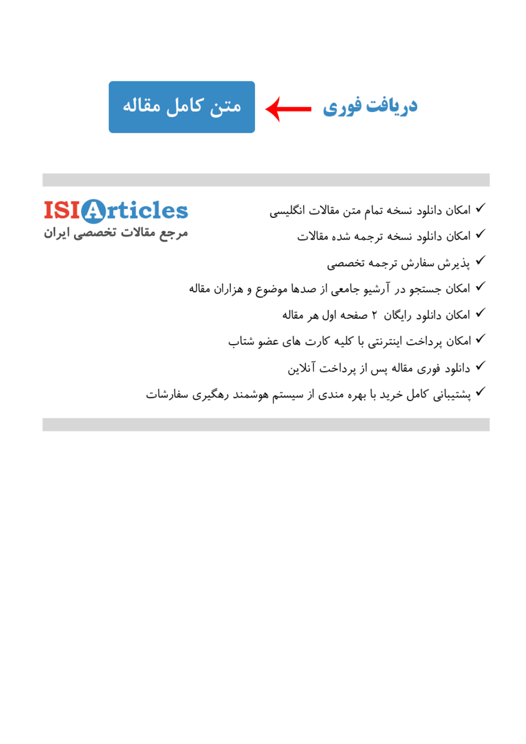دریافت فوری ← متن کامل مقاله

**ISIArticles**

مرجع مقالات تخصصی ایران

- ✓ امکان دانلود نسخه تمام متن مقالات انگلیسی
- ✓ امکان دانلود نسخه ترجمه شده مقالات
- ✓ پذیرش سفارش ترجمه تخصصی
- ✓ امکان جستجو در آرشیو جامعی از صدها موضوع و هزاران مقاله
- ✓ امکان دانلود رایگان ۲ صفحه اول هر مقاله
- ✓ امکان پرداخت اینترنتی با کلیه کارت های عضو شتاب
- ✓ دانلود فوری مقاله پس از پرداخت آنلاین
- ✓ پشتیبانی کامل خرید با بهره مندی از سیستم هوشمند رهگیری سفارشات